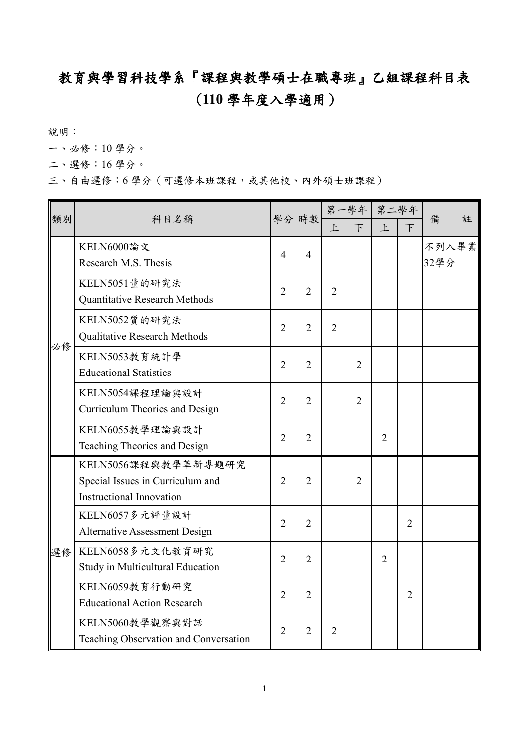# 教育與學習科技學系『課程與教學碩士在職專班』乙組課程科目表

## (110 學年度入學適用)

說明：

一、必修：10 學分。

二、選修：16 學分。

三、自由選修：6 學分（可選修本班課程，或其他校、內外碩士班課程）

| 類別 | 科目名稱 | 學分 | 時數 | 第一學年 | | 第二學年 | | 備　　註 |
|---|---|---|---|---|---|---|---|---|
| | | | | 上 | 下 | 上 | 下 | |
| 必修 | KELN6000論文<br>Research M.S. Thesis | 4 | 4 | | | | | 不列入畢業32學分 |
| | KELN5051量的研究法<br>Quantitative Research Methods | 2 | 2 | 2 | | | | |
| | KELN5052質的研究法<br>Qualitative Research Methods | 2 | 2 | 2 | | | | |
| | KELN5053教育統計學<br>Educational Statistics | 2 | 2 | | 2 | | | |
| | KELN5054課程理論與設計<br>Curriculum Theories and Design | 2 | 2 | | 2 | | | |
| | KELN6055教學理論與設計<br>Teaching Theories and Design | 2 | 2 | | | 2 | | |
| 選修 | KELN5056課程與教學革新專題研究<br>Special Issues in Curriculum and Instructional Innovation | 2 | 2 | | 2 | | | |
| | KELN6057多元評量設計<br>Alternative Assessment Design | 2 | 2 | | | | 2 | |
| | KELN6058多元文化教育研究<br>Study in Multicultural Education | 2 | 2 | | | 2 | | |
| | KELN6059教育行動研究<br>Educational Action Research | 2 | 2 | | | | 2 | |
| | KELN5060教學觀察與對話<br>Teaching Observation and Conversation | 2 | 2 | 2 | | | | |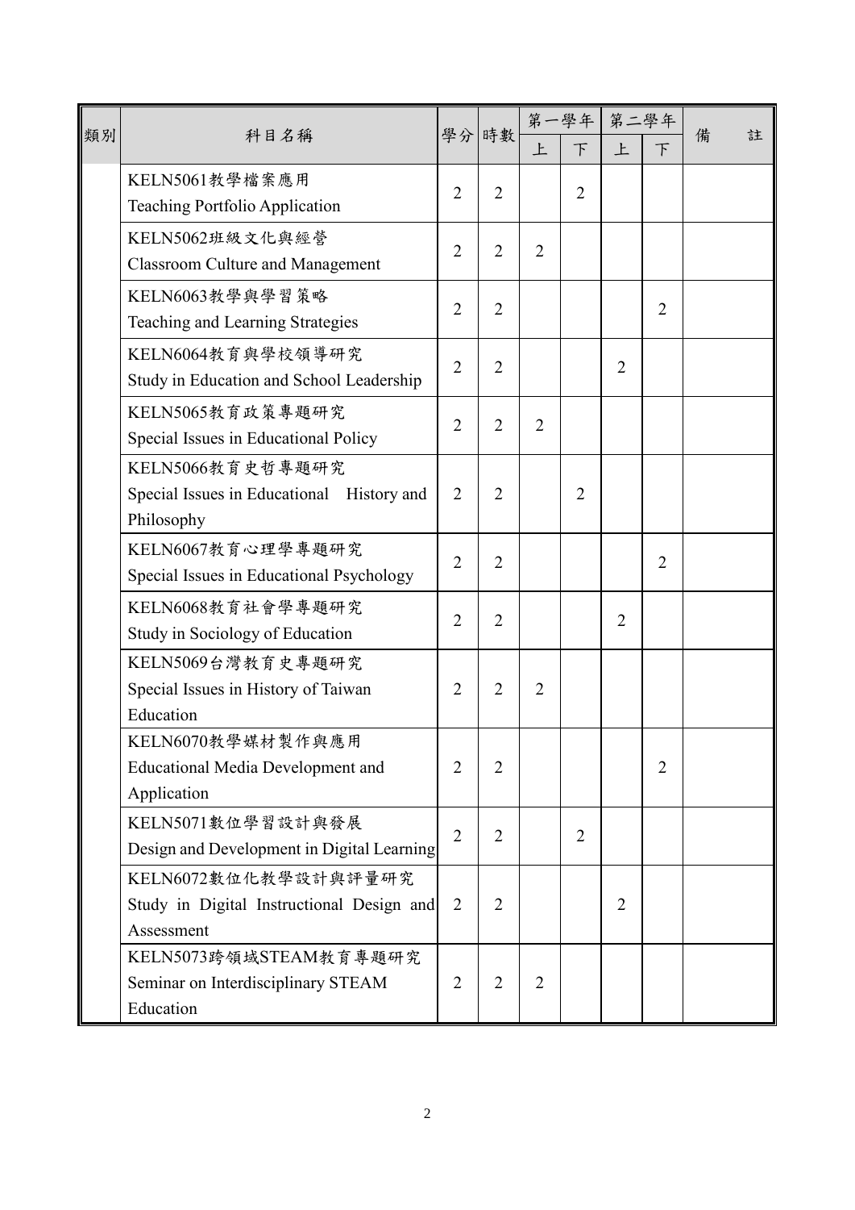| 類別 | 科目名稱 | 學分 | 時數 | 第一學年 | | 第二學年 | | 備　　註 |
|---|---|---|---|---|---|---|---|---|
| | | | | 上 | 下 | 上 | 下 | |
| | KELN5061教學檔案應用<br>Teaching Portfolio Application | 2 | 2 | | 2 | | | |
| | KELN5062班級文化與經營<br>Classroom Culture and Management | 2 | 2 | 2 | | | | |
| | KELN6063教學與學習策略<br>Teaching and Learning Strategies | 2 | 2 | | | | 2 | |
| | KELN6064教育與學校領導研究<br>Study in Education and School Leadership | 2 | 2 | | | 2 | | |
| | KELN5065教育政策專題研究<br>Special Issues in Educational Policy | 2 | 2 | 2 | | | | |
| | KELN5066教育史哲專題研究<br>Special Issues in Educational History and Philosophy | 2 | 2 | | 2 | | | |
| | KELN6067教育心理學專題研究<br>Special Issues in Educational Psychology | 2 | 2 | | | | 2 | |
| | KELN6068教育社會學專題研究<br>Study in Sociology of Education | 2 | 2 | | | 2 | | |
| | KELN5069台灣教育史專題研究<br>Special Issues in History of Taiwan Education | 2 | 2 | 2 | | | | |
| | KELN6070教學媒材製作與應用<br>Educational Media Development and Application | 2 | 2 | | | | 2 | |
| | KELN5071數位學習設計與發展<br>Design and Development in Digital Learning | 2 | 2 | | 2 | | | |
| | KELN6072數位化教學設計與評量研究<br>Study in Digital Instructional Design and Assessment | 2 | 2 | | | 2 | | |
| | KELN5073跨領域STEAM教育專題研究<br>Seminar on Interdisciplinary STEAM Education | 2 | 2 | 2 | | | | |